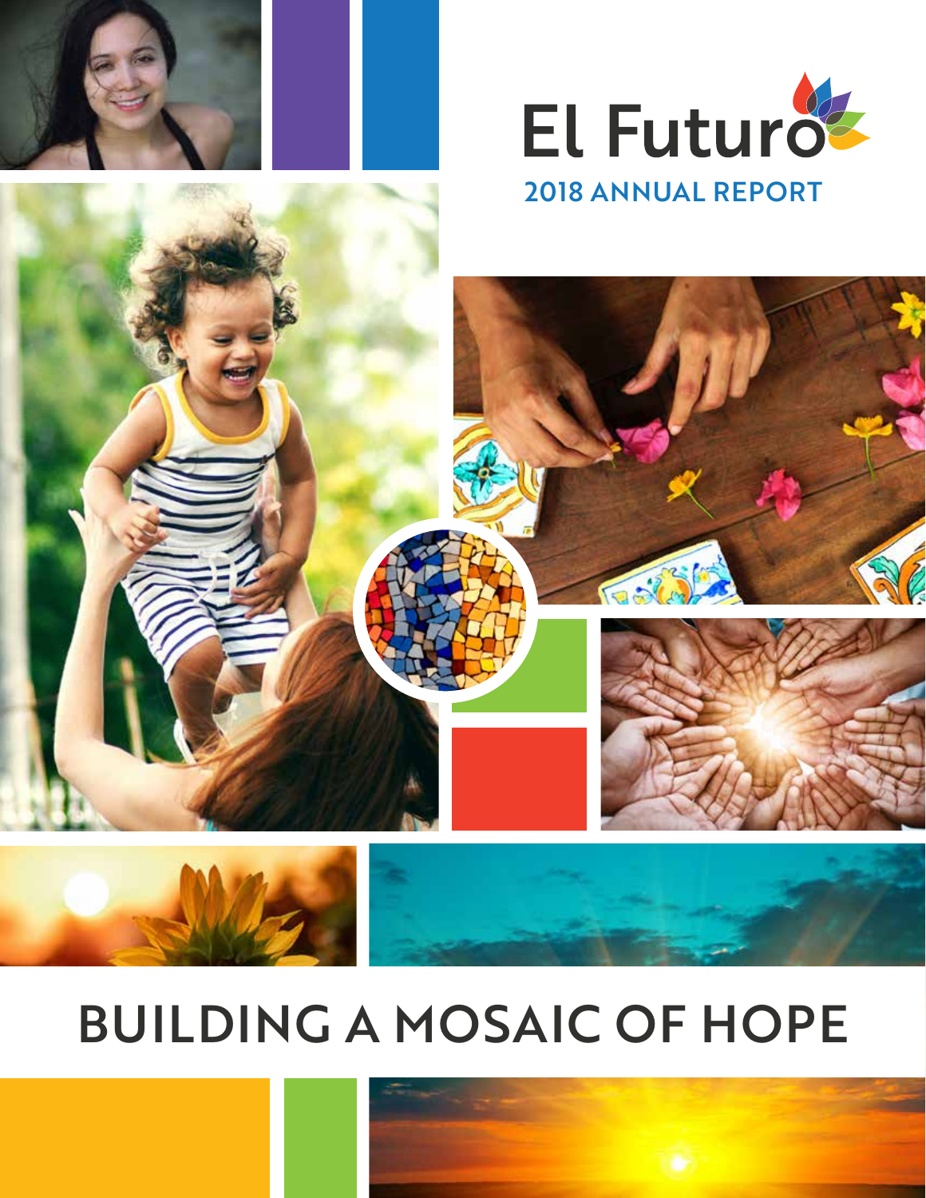# El Futuro

## 2018 ANNUAL REPORT

# BUILDING A MOSAIC OF HOPE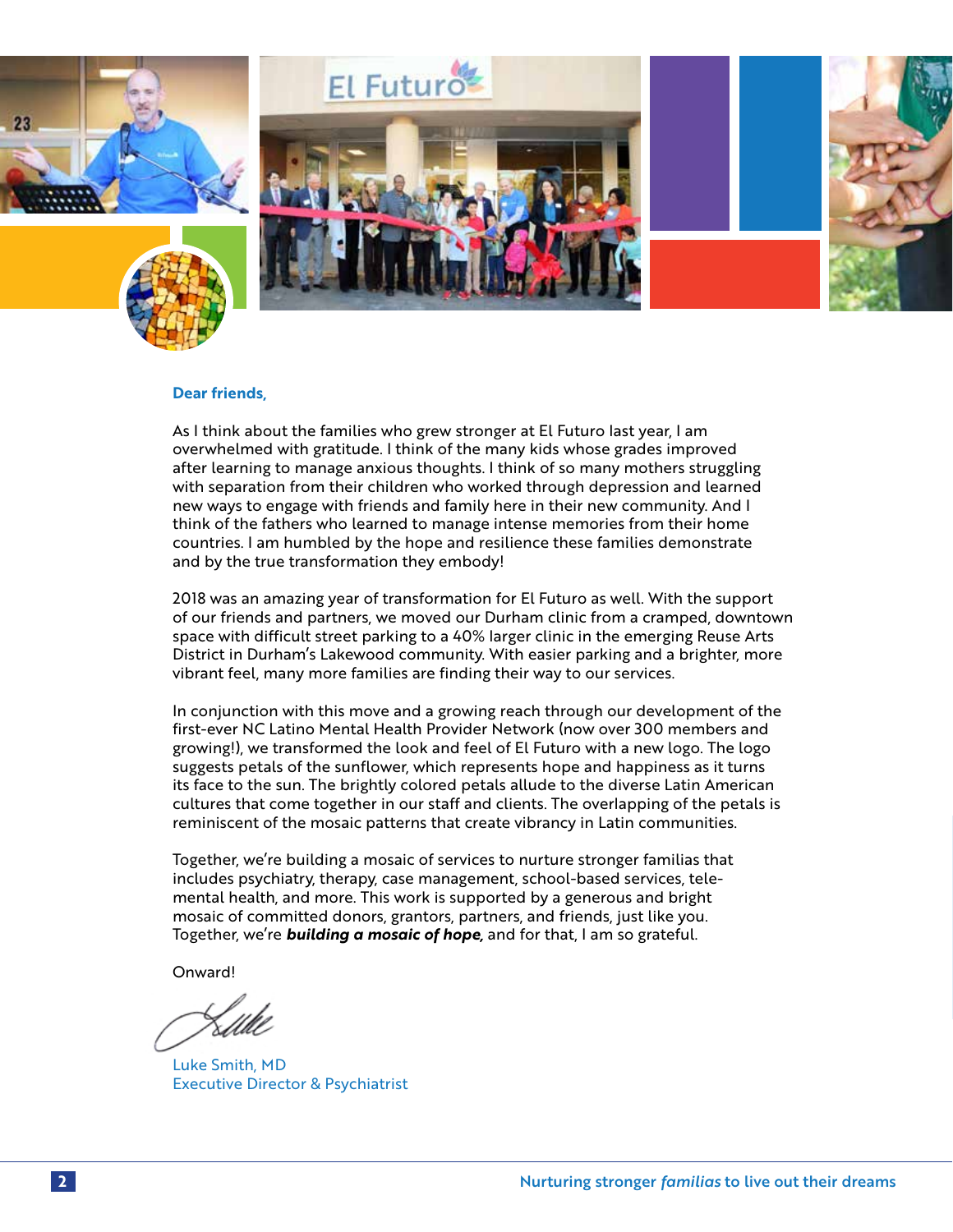**Dear friends,**

As I think about the families who grew stronger at El Futuro last year, I am overwhelmed with gratitude. I think of the many kids whose grades improved after learning to manage anxious thoughts. I think of so many mothers struggling with separation from their children who worked through depression and learned new ways to engage with friends and family here in their new community. And I think of the fathers who learned to manage intense memories from their home countries. I am humbled by the hope and resilience these families demonstrate and by the true transformation they embody!

2018 was an amazing year of transformation for El Futuro as well. With the support of our friends and partners, we moved our Durham clinic from a cramped, downtown space with difficult street parking to a 40% larger clinic in the emerging Reuse Arts District in Durham's Lakewood community. With easier parking and a brighter, more vibrant feel, many more families are finding their way to our services.

In conjunction with this move and a growing reach through our development of the first-ever NC Latino Mental Health Provider Network (now over 300 members and growing!), we transformed the look and feel of El Futuro with a new logo. The logo suggests petals of the sunflower, which represents hope and happiness as it turns its face to the sun. The brightly colored petals allude to the diverse Latin American cultures that come together in our staff and clients. The overlapping of the petals is reminiscent of the mosaic patterns that create vibrancy in Latin communities.

Together, we're building a mosaic of services to nurture stronger familias that includes psychiatry, therapy, case management, school-based services, tele-mental health, and more. This work is supported by a generous and bright mosaic of committed donors, grantors, partners, and friends, just like you. Together, we're ***building a mosaic of hope,*** and for that, I am so grateful.

Onward!

Luke Smith, MD
Executive Director & Psychiatrist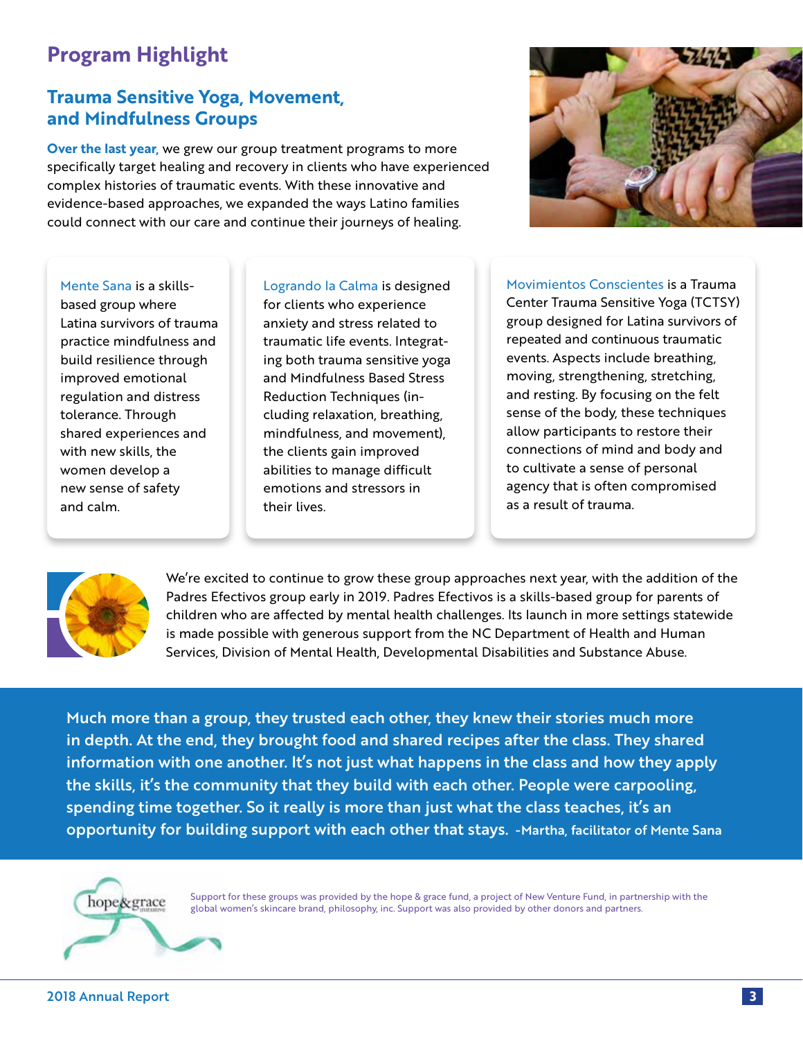# Program Highlight

## Trauma Sensitive Yoga, Movement, and Mindfulness Groups

**Over the last year,** we grew our group treatment programs to more specifically target healing and recovery in clients who have experienced complex histories of traumatic events. With these innovative and evidence-based approaches, we expanded the ways Latino families could connect with our care and continue their journeys of healing.

Mente Sana is a skills-based group where Latina survivors of trauma practice mindfulness and build resilience through improved emotional regulation and distress tolerance. Through shared experiences and with new skills, the women develop a new sense of safety and calm.

Logrando la Calma is designed for clients who experience anxiety and stress related to traumatic life events. Integrating both trauma sensitive yoga and Mindfulness Based Stress Reduction Techniques (including relaxation, breathing, mindfulness, and movement), the clients gain improved abilities to manage difficult emotions and stressors in their lives.

Movimientos Conscientes is a Trauma Center Trauma Sensitive Yoga (TCTSY) group designed for Latina survivors of repeated and continuous traumatic events. Aspects include breathing, moving, strengthening, stretching, and resting. By focusing on the felt sense of the body, these techniques allow participants to restore their connections of mind and body and to cultivate a sense of personal agency that is often compromised as a result of trauma.

We're excited to continue to grow these group approaches next year, with the addition of the Padres Efectivos group early in 2019. Padres Efectivos is a skills-based group for parents of children who are affected by mental health challenges. Its launch in more settings statewide is made possible with generous support from the NC Department of Health and Human Services, Division of Mental Health, Developmental Disabilities and Substance Abuse.

> **Much more than a group, they trusted each other, they knew their stories much more in depth. At the end, they brought food and shared recipes after the class. They shared information with one another. It's not just what happens in the class and how they apply the skills, it's the community that they build with each other. People were carpooling, spending time together. So it really is more than just what the class teaches, it's an opportunity for building support with each other that stays.** -Martha, facilitator of Mente Sana

Support for these groups was provided by the hope & grace fund, a project of New Venture Fund, in partnership with the global women's skincare brand, philosophy, inc. Support was also provided by other donors and partners.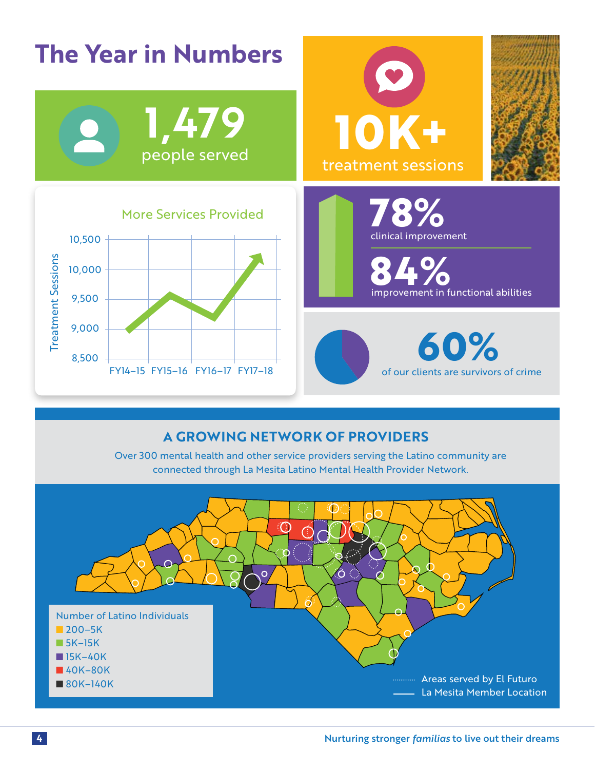# The Year in Numbers

**1,479**
people served

**10K+**
treatment sessions

**More Services Provided**

Treatment Sessions

10,500
10,000
9,500
9,000
8,500

FY14–15 FY15–16 FY16–17 FY17–18

**78%**
clinical improvement

**84%**
improvement in functional abilities

**60%**
of our clients are survivors of crime

## A GROWING NETWORK OF PROVIDERS

Over 300 mental health and other service providers serving the Latino community are connected through La Mesita Latino Mental Health Provider Network.

Number of Latino Individuals
- 200–5K
- 5K–15K
- 15K–40K
- 40K–80K
- 80K–140K

Areas served by El Futuro
La Mesita Member Location

Nurturing stronger *familias* to live out their dreams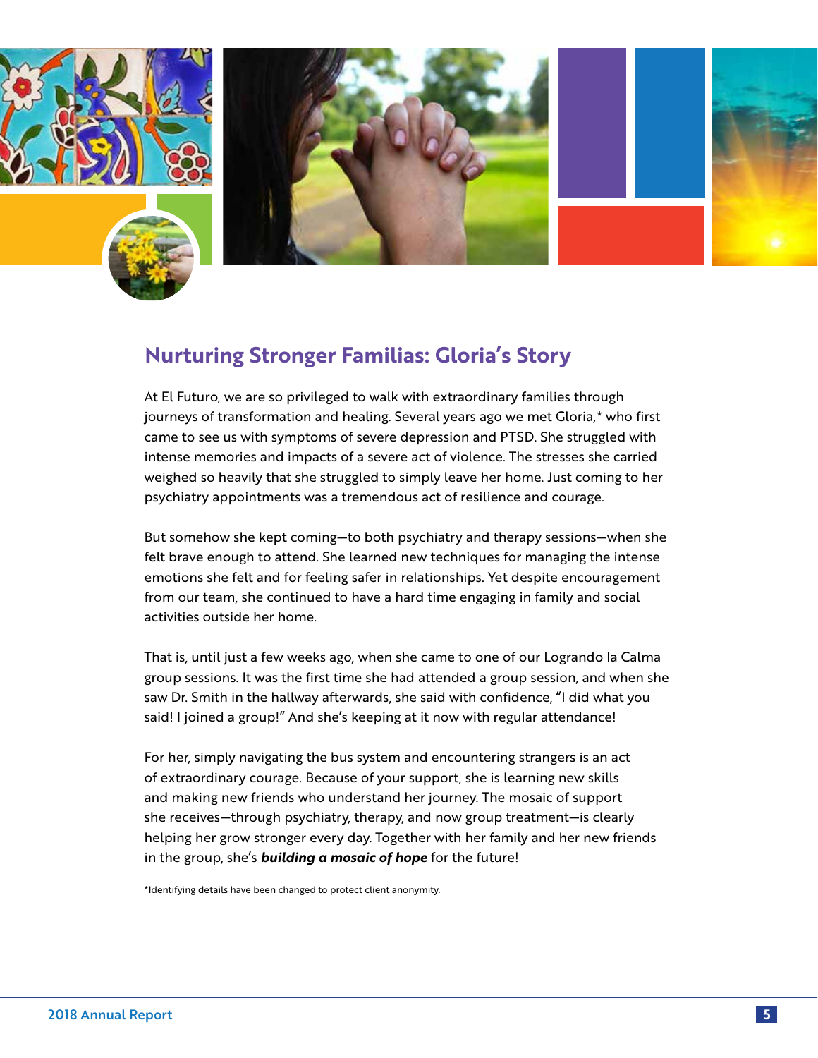## Nurturing Stronger Familias: Gloria's Story

At El Futuro, we are so privileged to walk with extraordinary families through journeys of transformation and healing. Several years ago we met Gloria,* who first came to see us with symptoms of severe depression and PTSD. She struggled with intense memories and impacts of a severe act of violence. The stresses she carried weighed so heavily that she struggled to simply leave her home. Just coming to her psychiatry appointments was a tremendous act of resilience and courage.

But somehow she kept coming—to both psychiatry and therapy sessions—when she felt brave enough to attend. She learned new techniques for managing the intense emotions she felt and for feeling safer in relationships. Yet despite encouragement from our team, she continued to have a hard time engaging in family and social activities outside her home.

That is, until just a few weeks ago, when she came to one of our Logrando la Calma group sessions. It was the first time she had attended a group session, and when she saw Dr. Smith in the hallway afterwards, she said with confidence, "I did what you said! I joined a group!" And she's keeping at it now with regular attendance!

For her, simply navigating the bus system and encountering strangers is an act of extraordinary courage. Because of your support, she is learning new skills and making new friends who understand her journey. The mosaic of support she receives—through psychiatry, therapy, and now group treatment—is clearly helping her grow stronger every day. Together with her family and her new friends in the group, she's ***building a mosaic of hope*** for the future!

*Identifying details have been changed to protect client anonymity.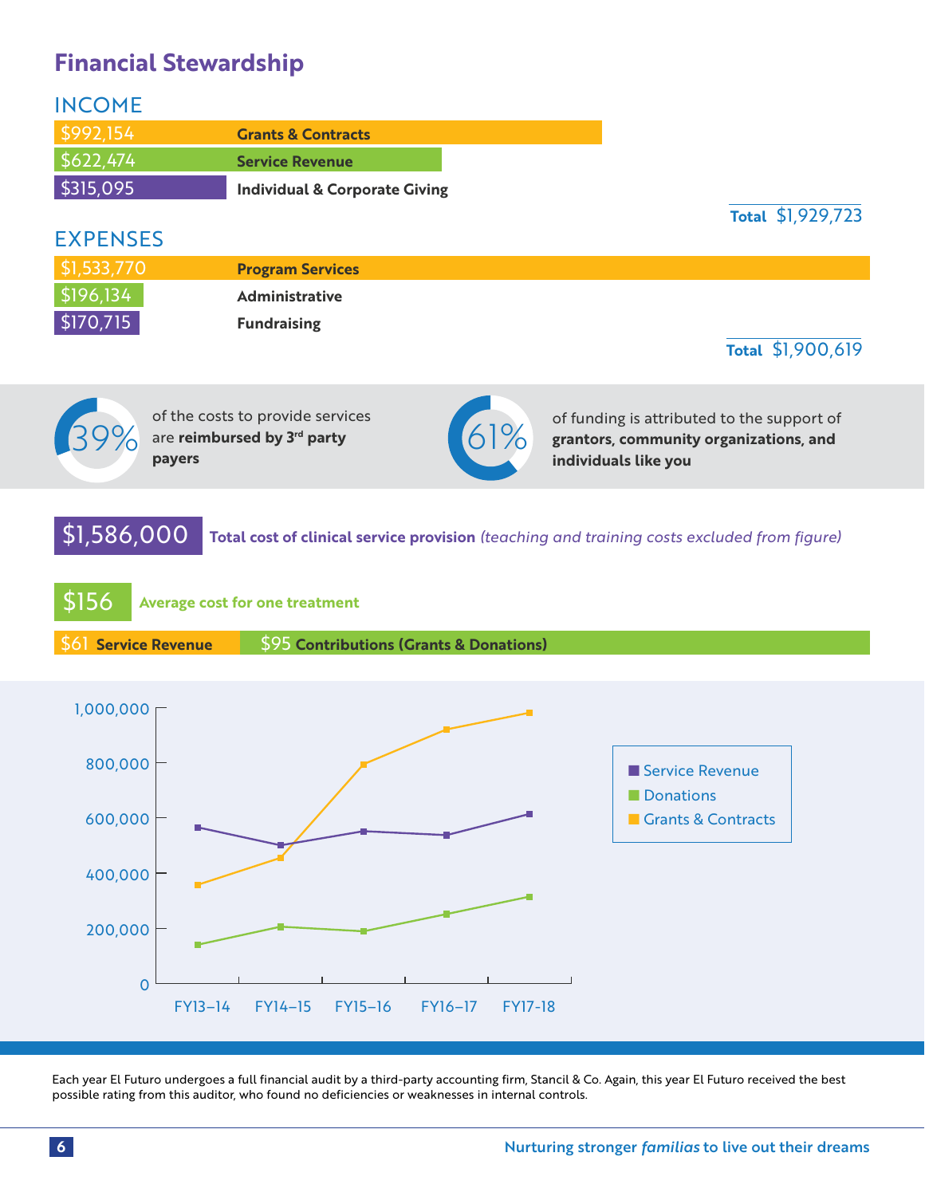# Financial Stewardship

## INCOME

| Amount | Category |
|---|---|
| $992,154 | **Grants & Contracts** |
| $622,474 | **Service Revenue** |
| $315,095 | **Individual & Corporate Giving** |
| **Total** | $1,929,723 |

## EXPENSES

| Amount | Category |
|---|---|
| $1,533,770 | **Program Services** |
| $196,134 | **Administrative** |
| $170,715 | **Fundraising** |
| **Total** | $1,900,619 |

**39%** of the costs to provide services are **reimbursed by 3rd party payers**

**61%** of funding is attributed to the support of **grantors, community organizations, and individuals like you**

**$1,586,000** **Total cost of clinical service provision** *(teaching and training costs excluded from figure)*

**$156** **Average cost for one treatment**

| $61 **Service Revenue** | $95 **Contributions (Grants & Donations)** |
|---|---|

| | FY13–14 | FY14–15 | FY15–16 | FY16–17 | FY17-18 |
|---|---|---|---|---|---|
| Service Revenue | ~565,000 | ~500,000 | ~550,000 | ~538,000 | ~613,000 |
| Donations | ~140,000 | ~205,000 | ~190,000 | ~252,000 | ~315,000 |
| Grants & Contracts | ~357,000 | ~455,000 | ~793,000 | ~920,000 | ~980,000 |

Each year El Futuro undergoes a full financial audit by a third-party accounting firm, Stancil & Co. Again, this year El Futuro received the best possible rating from this auditor, who found no deficiencies or weaknesses in internal controls.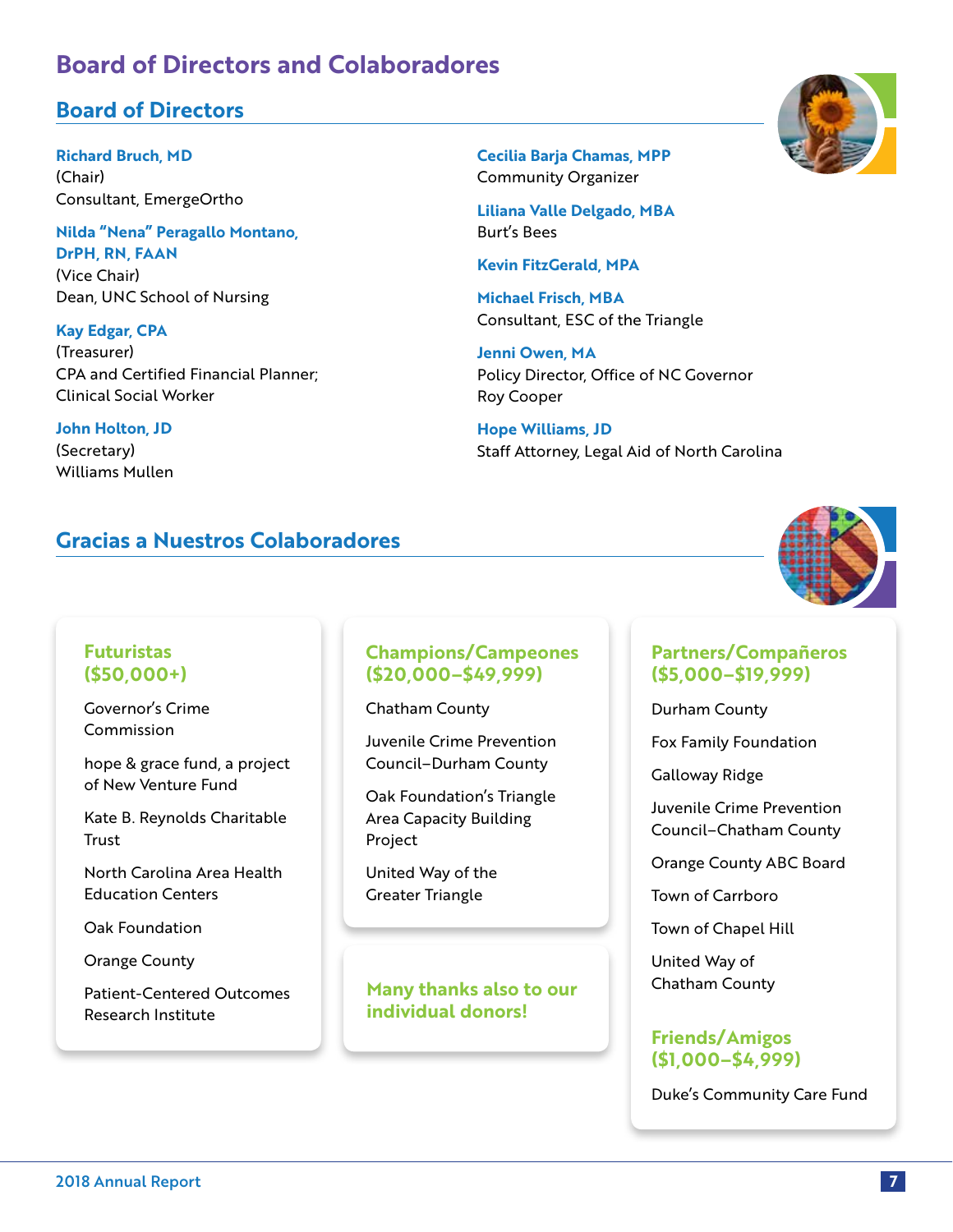# Board of Directors and Colaboradores

## Board of Directors

**Richard Bruch, MD**
(Chair)
Consultant, EmergeOrtho

**Nilda "Nena" Peragallo Montano, DrPH, RN, FAAN**
(Vice Chair)
Dean, UNC School of Nursing

**Kay Edgar, CPA**
(Treasurer)
CPA and Certified Financial Planner; Clinical Social Worker

**John Holton, JD**
(Secretary)
Williams Mullen

**Cecilia Barja Chamas, MPP**
Community Organizer

**Liliana Valle Delgado, MBA**
Burt's Bees

**Kevin FitzGerald, MPA**

**Michael Frisch, MBA**
Consultant, ESC of the Triangle

**Jenni Owen, MA**
Policy Director, Office of NC Governor Roy Cooper

**Hope Williams, JD**
Staff Attorney, Legal Aid of North Carolina

## Gracias a Nuestros Colaboradores

### Futuristas ($50,000+)

Governor's Crime Commission

hope & grace fund, a project of New Venture Fund

Kate B. Reynolds Charitable Trust

North Carolina Area Health Education Centers

Oak Foundation

Orange County

Patient-Centered Outcomes Research Institute

### Champions/Campeones ($20,000–$49,999)

Chatham County

Juvenile Crime Prevention Council–Durham County

Oak Foundation's Triangle Area Capacity Building Project

United Way of the Greater Triangle

**Many thanks also to our individual donors!**

### Partners/Compañeros ($5,000–$19,999)

Durham County

Fox Family Foundation

Galloway Ridge

Juvenile Crime Prevention Council–Chatham County

Orange County ABC Board

Town of Carrboro

Town of Chapel Hill

United Way of Chatham County

### Friends/Amigos ($1,000–$4,999)

Duke's Community Care Fund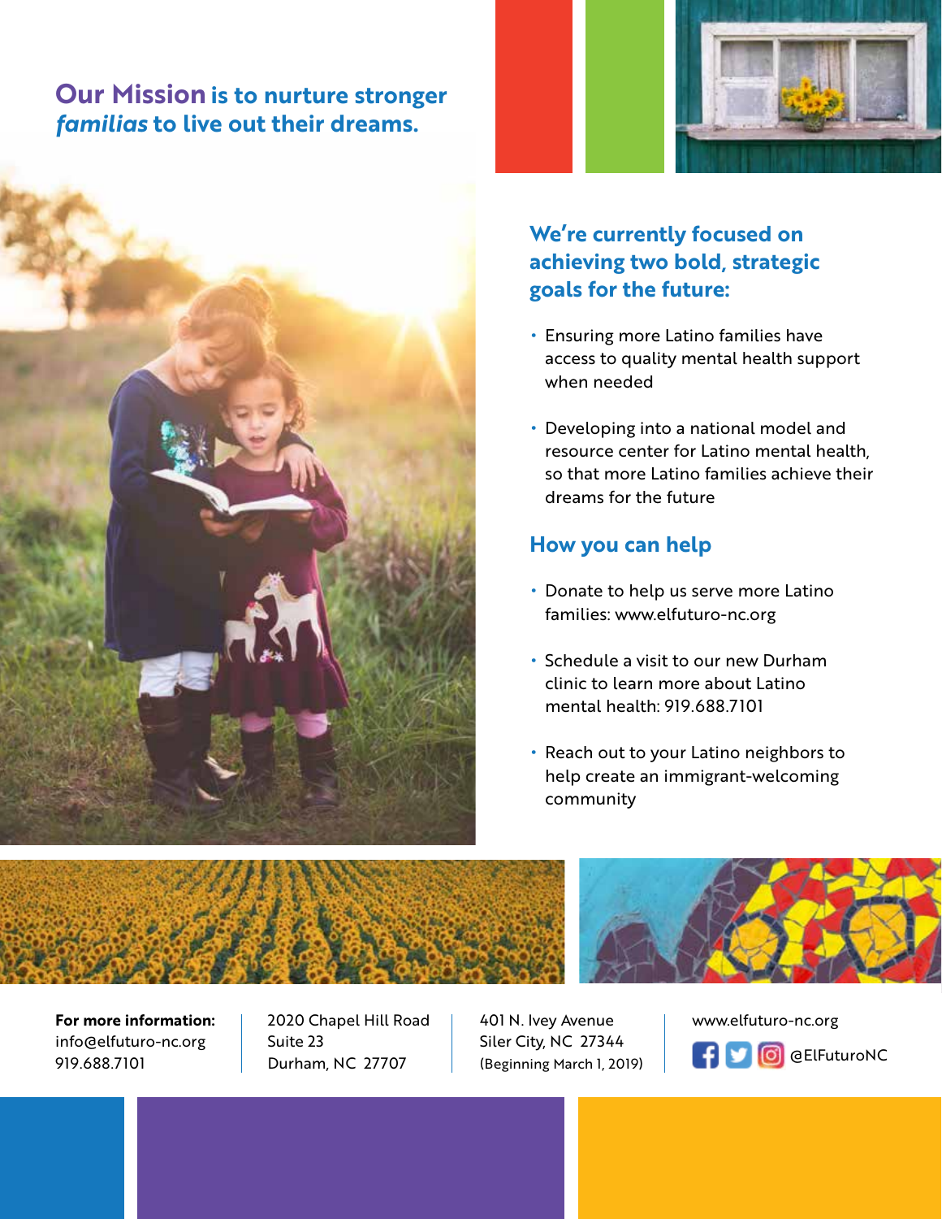**Our Mission** is to nurture stronger *familias* to live out their dreams.

## We're currently focused on achieving two bold, strategic goals for the future:

- Ensuring more Latino families have access to quality mental health support when needed
- Developing into a national model and resource center for Latino mental health, so that more Latino families achieve their dreams for the future

## How you can help

- Donate to help us serve more Latino families: www.elfuturo-nc.org
- Schedule a visit to our new Durham clinic to learn more about Latino mental health: 919.688.7101
- Reach out to your Latino neighbors to help create an immigrant-welcoming community

**For more information:**
info@elfuturo-nc.org
919.688.7101

2020 Chapel Hill Road
Suite 23
Durham, NC 27707

401 N. Ivey Avenue
Siler City, NC 27344
(Beginning March 1, 2019)

www.elfuturo-nc.org
@ElFuturoNC